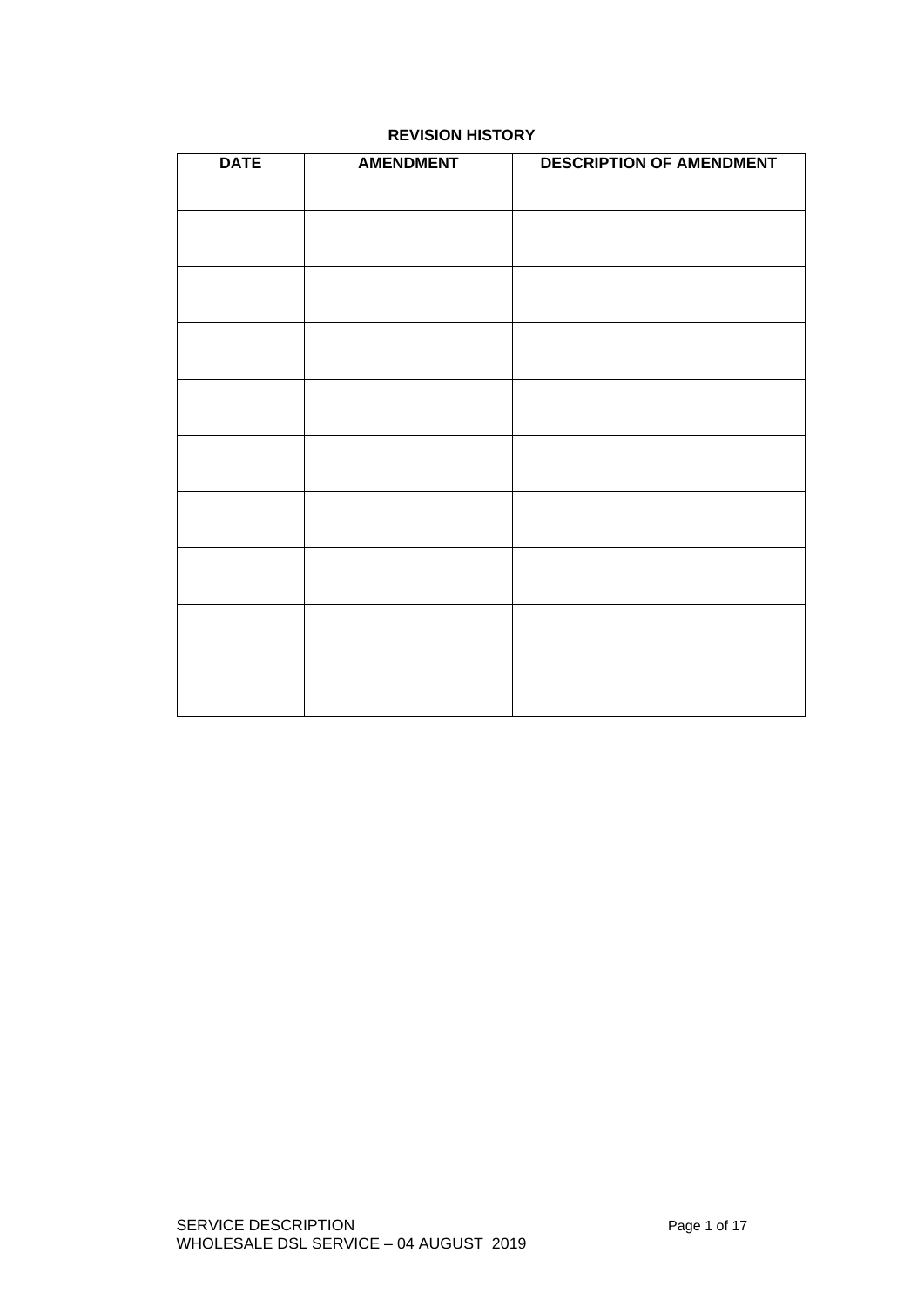**REVISION HISTORY**

| DATE | AMENDMENT | DESCRIPTION OF AMENDMENT |
| --- | --- | --- |
| | | |
| | | |
| | | |
| | | |
| | | |
| | | |
| | | |
| | | |
| | | |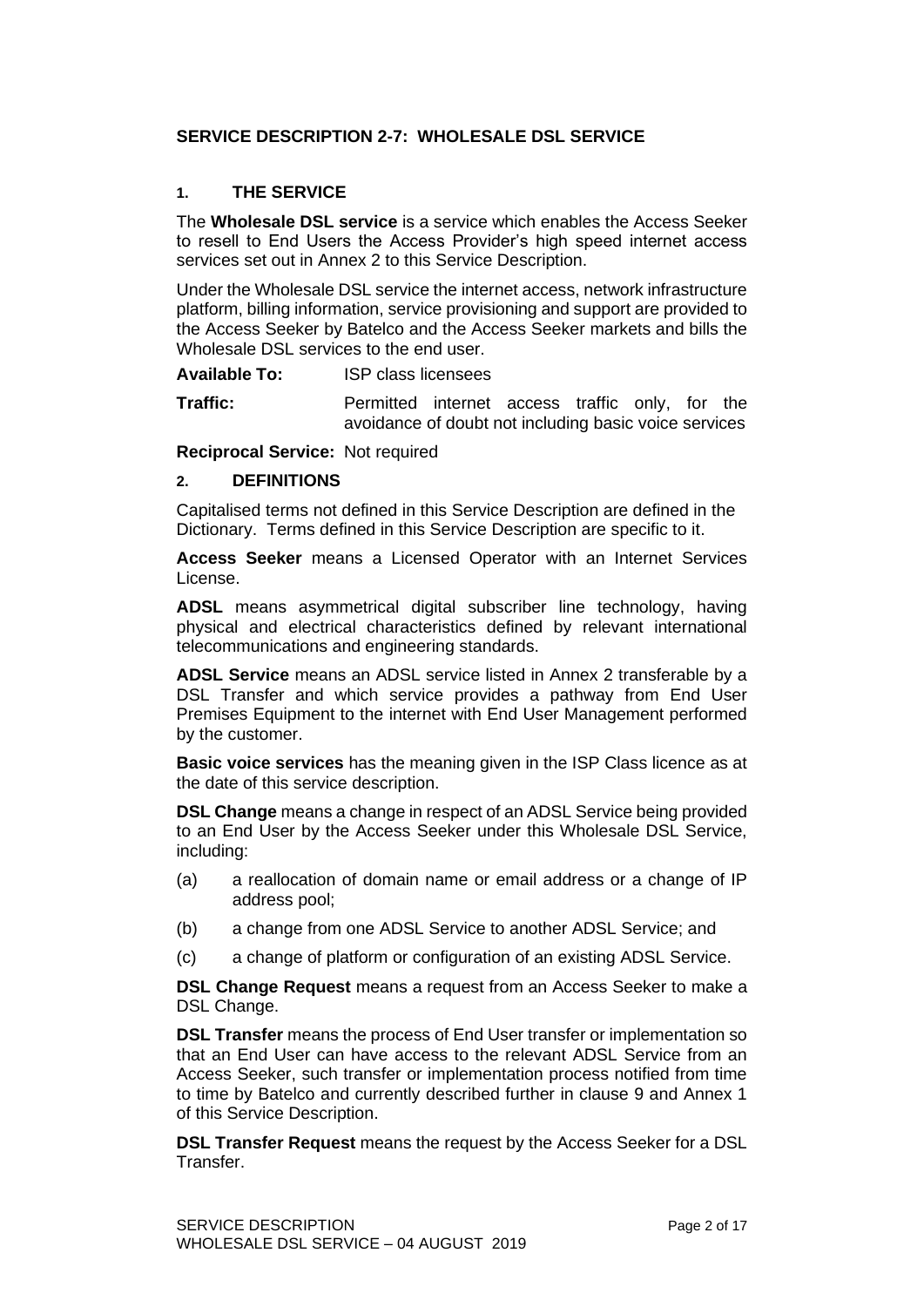## SERVICE DESCRIPTION 2-7: WHOLESALE DSL SERVICE

### 1. THE SERVICE

The **Wholesale DSL service** is a service which enables the Access Seeker to resell to End Users the Access Provider's high speed internet access services set out in Annex 2 to this Service Description.

Under the Wholesale DSL service the internet access, network infrastructure platform, billing information, service provisioning and support are provided to the Access Seeker by Batelco and the Access Seeker markets and bills the Wholesale DSL services to the end user.

**Available To:** ISP class licensees

**Traffic:** Permitted internet access traffic only, for the avoidance of doubt not including basic voice services

**Reciprocal Service:** Not required

### 2. DEFINITIONS

Capitalised terms not defined in this Service Description are defined in the Dictionary. Terms defined in this Service Description are specific to it.

**Access Seeker** means a Licensed Operator with an Internet Services License.

**ADSL** means asymmetrical digital subscriber line technology, having physical and electrical characteristics defined by relevant international telecommunications and engineering standards.

**ADSL Service** means an ADSL service listed in Annex 2 transferable by a DSL Transfer and which service provides a pathway from End User Premises Equipment to the internet with End User Management performed by the customer.

**Basic voice services** has the meaning given in the ISP Class licence as at the date of this service description.

**DSL Change** means a change in respect of an ADSL Service being provided to an End User by the Access Seeker under this Wholesale DSL Service, including:

(a) a reallocation of domain name or email address or a change of IP address pool;

(b) a change from one ADSL Service to another ADSL Service; and

(c) a change of platform or configuration of an existing ADSL Service.

**DSL Change Request** means a request from an Access Seeker to make a DSL Change.

**DSL Transfer** means the process of End User transfer or implementation so that an End User can have access to the relevant ADSL Service from an Access Seeker, such transfer or implementation process notified from time to time by Batelco and currently described further in clause 9 and Annex 1 of this Service Description.

**DSL Transfer Request** means the request by the Access Seeker for a DSL Transfer.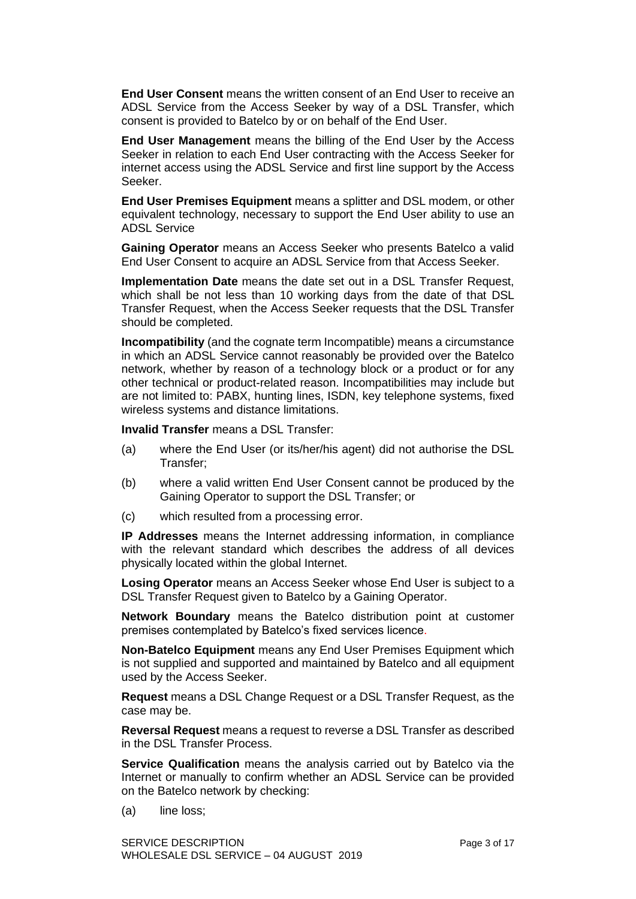**End User Consent** means the written consent of an End User to receive an ADSL Service from the Access Seeker by way of a DSL Transfer, which consent is provided to Batelco by or on behalf of the End User.

**End User Management** means the billing of the End User by the Access Seeker in relation to each End User contracting with the Access Seeker for internet access using the ADSL Service and first line support by the Access Seeker.

**End User Premises Equipment** means a splitter and DSL modem, or other equivalent technology, necessary to support the End User ability to use an ADSL Service

**Gaining Operator** means an Access Seeker who presents Batelco a valid End User Consent to acquire an ADSL Service from that Access Seeker.

**Implementation Date** means the date set out in a DSL Transfer Request, which shall be not less than 10 working days from the date of that DSL Transfer Request, when the Access Seeker requests that the DSL Transfer should be completed.

**Incompatibility** (and the cognate term Incompatible) means a circumstance in which an ADSL Service cannot reasonably be provided over the Batelco network, whether by reason of a technology block or a product or for any other technical or product-related reason. Incompatibilities may include but are not limited to: PABX, hunting lines, ISDN, key telephone systems, fixed wireless systems and distance limitations.

**Invalid Transfer** means a DSL Transfer:

(a) where the End User (or its/her/his agent) did not authorise the DSL Transfer;

(b) where a valid written End User Consent cannot be produced by the Gaining Operator to support the DSL Transfer; or

(c) which resulted from a processing error.

**IP Addresses** means the Internet addressing information, in compliance with the relevant standard which describes the address of all devices physically located within the global Internet.

**Losing Operator** means an Access Seeker whose End User is subject to a DSL Transfer Request given to Batelco by a Gaining Operator.

**Network Boundary** means the Batelco distribution point at customer premises contemplated by Batelco's fixed services licence.

**Non-Batelco Equipment** means any End User Premises Equipment which is not supplied and supported and maintained by Batelco and all equipment used by the Access Seeker.

**Request** means a DSL Change Request or a DSL Transfer Request, as the case may be.

**Reversal Request** means a request to reverse a DSL Transfer as described in the DSL Transfer Process.

**Service Qualification** means the analysis carried out by Batelco via the Internet or manually to confirm whether an ADSL Service can be provided on the Batelco network by checking:

(a) line loss;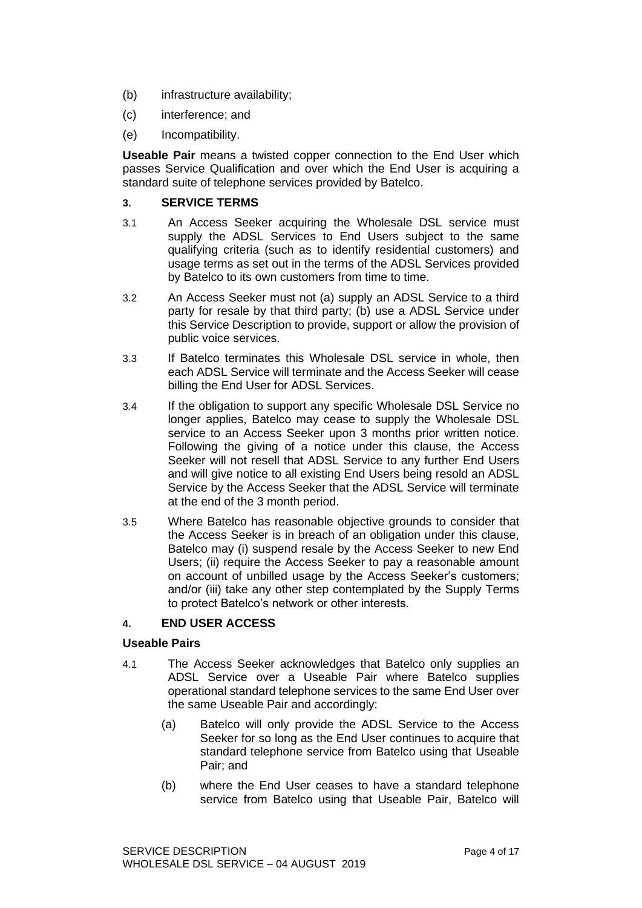(b) infrastructure availability;

(c) interference; and

(e) Incompatibility.

**Useable Pair** means a twisted copper connection to the End User which passes Service Qualification and over which the End User is acquiring a standard suite of telephone services provided by Batelco.

## 3. SERVICE TERMS

3.1 An Access Seeker acquiring the Wholesale DSL service must supply the ADSL Services to End Users subject to the same qualifying criteria (such as to identify residential customers) and usage terms as set out in the terms of the ADSL Services provided by Batelco to its own customers from time to time.

3.2 An Access Seeker must not (a) supply an ADSL Service to a third party for resale by that third party; (b) use a ADSL Service under this Service Description to provide, support or allow the provision of public voice services.

3.3 If Batelco terminates this Wholesale DSL service in whole, then each ADSL Service will terminate and the Access Seeker will cease billing the End User for ADSL Services.

3.4 If the obligation to support any specific Wholesale DSL Service no longer applies, Batelco may cease to supply the Wholesale DSL service to an Access Seeker upon 3 months prior written notice. Following the giving of a notice under this clause, the Access Seeker will not resell that ADSL Service to any further End Users and will give notice to all existing End Users being resold an ADSL Service by the Access Seeker that the ADSL Service will terminate at the end of the 3 month period.

3.5 Where Batelco has reasonable objective grounds to consider that the Access Seeker is in breach of an obligation under this clause, Batelco may (i) suspend resale by the Access Seeker to new End Users; (ii) require the Access Seeker to pay a reasonable amount on account of unbilled usage by the Access Seeker's customers; and/or (iii) take any other step contemplated by the Supply Terms to protect Batelco's network or other interests.

## 4. END USER ACCESS

### Useable Pairs

4.1 The Access Seeker acknowledges that Batelco only supplies an ADSL Service over a Useable Pair where Batelco supplies operational standard telephone services to the same End User over the same Useable Pair and accordingly:

(a) Batelco will only provide the ADSL Service to the Access Seeker for so long as the End User continues to acquire that standard telephone service from Batelco using that Useable Pair; and

(b) where the End User ceases to have a standard telephone service from Batelco using that Useable Pair, Batelco will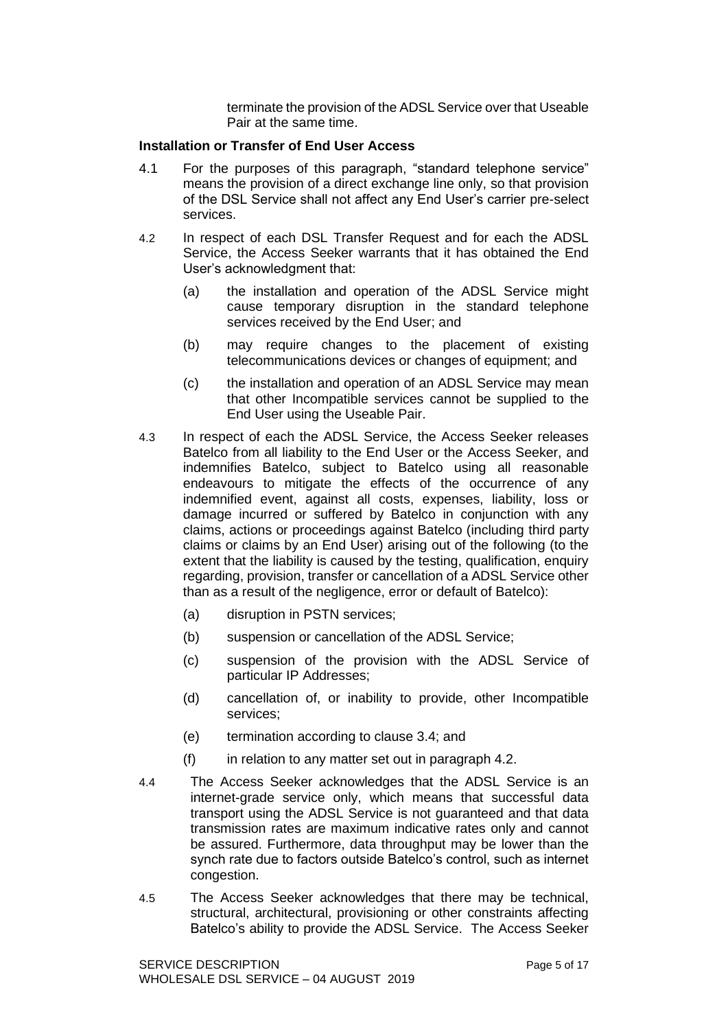terminate the provision of the ADSL Service over that Useable Pair at the same time.

**Installation or Transfer of End User Access**

4.1 For the purposes of this paragraph, "standard telephone service" means the provision of a direct exchange line only, so that provision of the DSL Service shall not affect any End User's carrier pre-select services.

4.2 In respect of each DSL Transfer Request and for each the ADSL Service, the Access Seeker warrants that it has obtained the End User's acknowledgment that:

(a) the installation and operation of the ADSL Service might cause temporary disruption in the standard telephone services received by the End User; and

(b) may require changes to the placement of existing telecommunications devices or changes of equipment; and

(c) the installation and operation of an ADSL Service may mean that other Incompatible services cannot be supplied to the End User using the Useable Pair.

4.3 In respect of each the ADSL Service, the Access Seeker releases Batelco from all liability to the End User or the Access Seeker, and indemnifies Batelco, subject to Batelco using all reasonable endeavours to mitigate the effects of the occurrence of any indemnified event, against all costs, expenses, liability, loss or damage incurred or suffered by Batelco in conjunction with any claims, actions or proceedings against Batelco (including third party claims or claims by an End User) arising out of the following (to the extent that the liability is caused by the testing, qualification, enquiry regarding, provision, transfer or cancellation of a ADSL Service other than as a result of the negligence, error or default of Batelco):

(a) disruption in PSTN services;

(b) suspension or cancellation of the ADSL Service;

(c) suspension of the provision with the ADSL Service of particular IP Addresses;

(d) cancellation of, or inability to provide, other Incompatible services;

(e) termination according to clause 3.4; and

(f) in relation to any matter set out in paragraph 4.2.

4.4 The Access Seeker acknowledges that the ADSL Service is an internet-grade service only, which means that successful data transport using the ADSL Service is not guaranteed and that data transmission rates are maximum indicative rates only and cannot be assured. Furthermore, data throughput may be lower than the synch rate due to factors outside Batelco's control, such as internet congestion.

4.5 The Access Seeker acknowledges that there may be technical, structural, architectural, provisioning or other constraints affecting Batelco's ability to provide the ADSL Service. The Access Seeker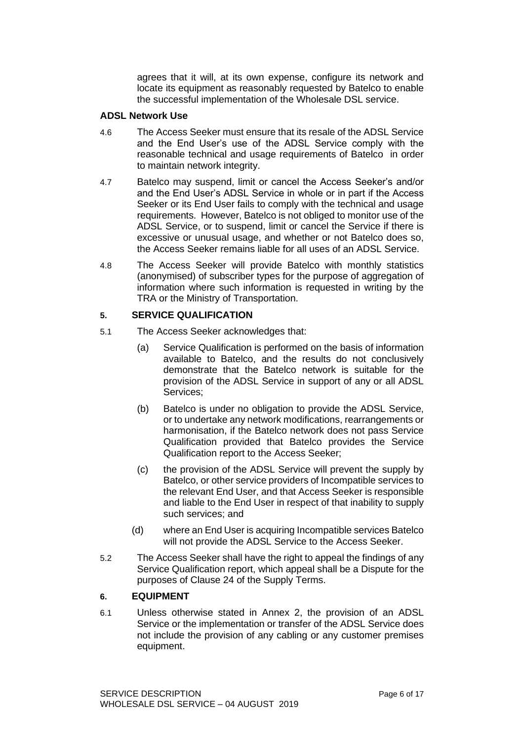agrees that it will, at its own expense, configure its network and locate its equipment as reasonably requested by Batelco to enable the successful implementation of the Wholesale DSL service.

**ADSL Network Use**

4.6 The Access Seeker must ensure that its resale of the ADSL Service and the End User's use of the ADSL Service comply with the reasonable technical and usage requirements of Batelco in order to maintain network integrity.

4.7 Batelco may suspend, limit or cancel the Access Seeker's and/or and the End User's ADSL Service in whole or in part if the Access Seeker or its End User fails to comply with the technical and usage requirements. However, Batelco is not obliged to monitor use of the ADSL Service, or to suspend, limit or cancel the Service if there is excessive or unusual usage, and whether or not Batelco does so, the Access Seeker remains liable for all uses of an ADSL Service.

4.8 The Access Seeker will provide Batelco with monthly statistics (anonymised) of subscriber types for the purpose of aggregation of information where such information is requested in writing by the TRA or the Ministry of Transportation.

## 5. SERVICE QUALIFICATION

5.1 The Access Seeker acknowledges that:

(a) Service Qualification is performed on the basis of information available to Batelco, and the results do not conclusively demonstrate that the Batelco network is suitable for the provision of the ADSL Service in support of any or all ADSL Services;

(b) Batelco is under no obligation to provide the ADSL Service, or to undertake any network modifications, rearrangements or harmonisation, if the Batelco network does not pass Service Qualification provided that Batelco provides the Service Qualification report to the Access Seeker;

(c) the provision of the ADSL Service will prevent the supply by Batelco, or other service providers of Incompatible services to the relevant End User, and that Access Seeker is responsible and liable to the End User in respect of that inability to supply such services; and

(d) where an End User is acquiring Incompatible services Batelco will not provide the ADSL Service to the Access Seeker.

5.2 The Access Seeker shall have the right to appeal the findings of any Service Qualification report, which appeal shall be a Dispute for the purposes of Clause 24 of the Supply Terms.

## 6. EQUIPMENT

6.1 Unless otherwise stated in Annex 2, the provision of an ADSL Service or the implementation or transfer of the ADSL Service does not include the provision of any cabling or any customer premises equipment.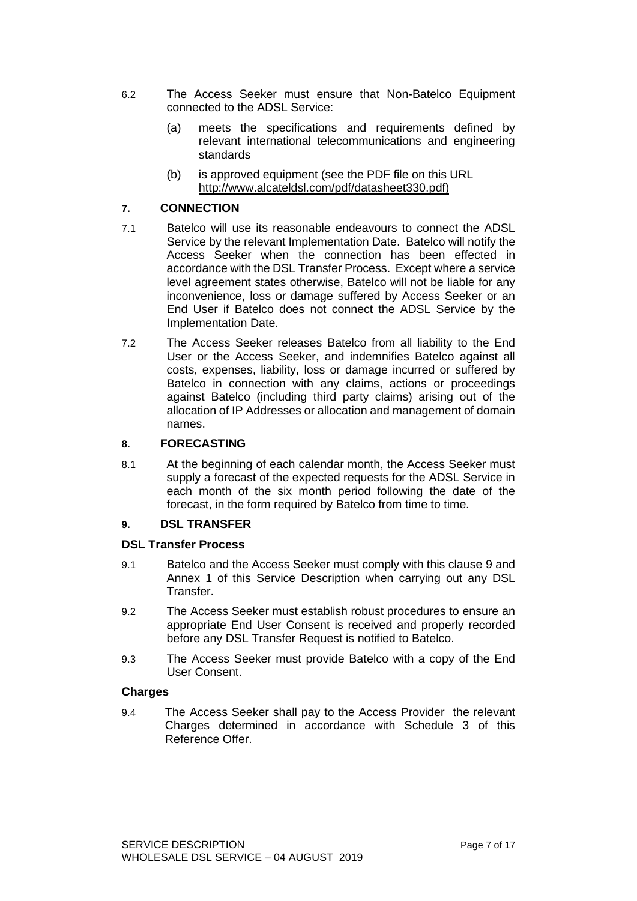6.2 The Access Seeker must ensure that Non-Batelco Equipment connected to the ADSL Service:

(a) meets the specifications and requirements defined by relevant international telecommunications and engineering standards

(b) is approved equipment (see the PDF file on this URL http://www.alcateldsl.com/pdf/datasheet330.pdf)

## 7. CONNECTION

7.1 Batelco will use its reasonable endeavours to connect the ADSL Service by the relevant Implementation Date. Batelco will notify the Access Seeker when the connection has been effected in accordance with the DSL Transfer Process. Except where a service level agreement states otherwise, Batelco will not be liable for any inconvenience, loss or damage suffered by Access Seeker or an End User if Batelco does not connect the ADSL Service by the Implementation Date.

7.2 The Access Seeker releases Batelco from all liability to the End User or the Access Seeker, and indemnifies Batelco against all costs, expenses, liability, loss or damage incurred or suffered by Batelco in connection with any claims, actions or proceedings against Batelco (including third party claims) arising out of the allocation of IP Addresses or allocation and management of domain names.

## 8. FORECASTING

8.1 At the beginning of each calendar month, the Access Seeker must supply a forecast of the expected requests for the ADSL Service in each month of the six month period following the date of the forecast, in the form required by Batelco from time to time.

## 9. DSL TRANSFER

### DSL Transfer Process

9.1 Batelco and the Access Seeker must comply with this clause 9 and Annex 1 of this Service Description when carrying out any DSL Transfer.

9.2 The Access Seeker must establish robust procedures to ensure an appropriate End User Consent is received and properly recorded before any DSL Transfer Request is notified to Batelco.

9.3 The Access Seeker must provide Batelco with a copy of the End User Consent.

### Charges

9.4 The Access Seeker shall pay to the Access Provider the relevant Charges determined in accordance with Schedule 3 of this Reference Offer.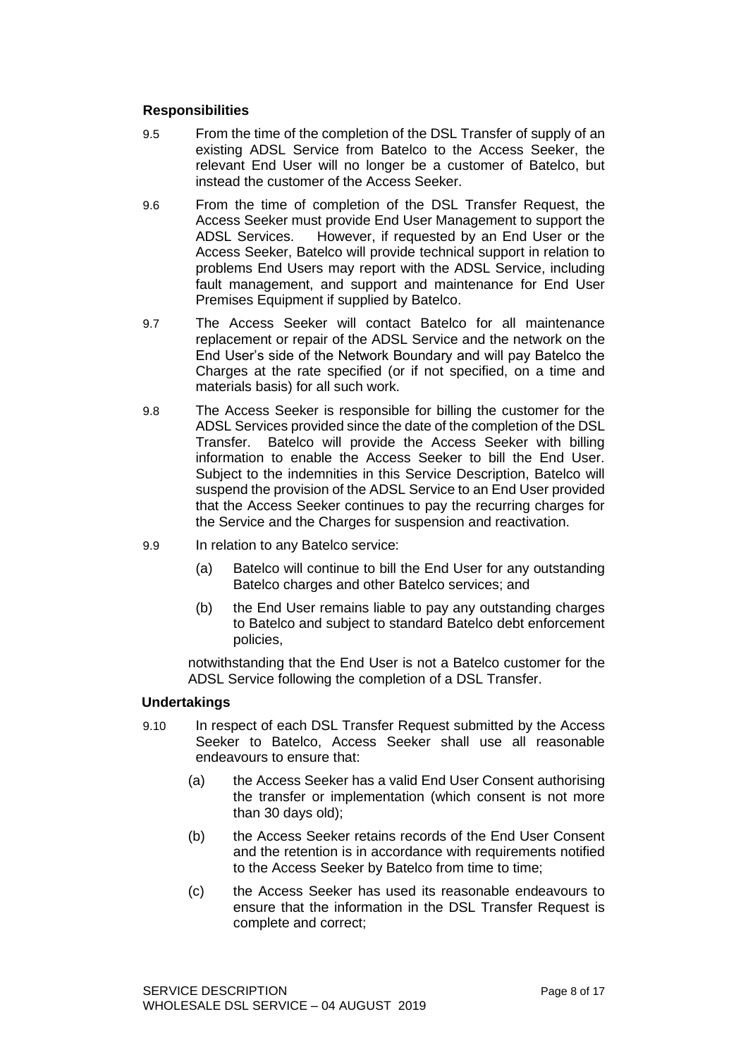### Responsibilities

9.5 From the time of the completion of the DSL Transfer of supply of an existing ADSL Service from Batelco to the Access Seeker, the relevant End User will no longer be a customer of Batelco, but instead the customer of the Access Seeker.

9.6 From the time of completion of the DSL Transfer Request, the Access Seeker must provide End User Management to support the ADSL Services. However, if requested by an End User or the Access Seeker, Batelco will provide technical support in relation to problems End Users may report with the ADSL Service, including fault management, and support and maintenance for End User Premises Equipment if supplied by Batelco.

9.7 The Access Seeker will contact Batelco for all maintenance replacement or repair of the ADSL Service and the network on the End User's side of the Network Boundary and will pay Batelco the Charges at the rate specified (or if not specified, on a time and materials basis) for all such work.

9.8 The Access Seeker is responsible for billing the customer for the ADSL Services provided since the date of the completion of the DSL Transfer. Batelco will provide the Access Seeker with billing information to enable the Access Seeker to bill the End User. Subject to the indemnities in this Service Description, Batelco will suspend the provision of the ADSL Service to an End User provided that the Access Seeker continues to pay the recurring charges for the Service and the Charges for suspension and reactivation.

9.9 In relation to any Batelco service:

(a) Batelco will continue to bill the End User for any outstanding Batelco charges and other Batelco services; and

(b) the End User remains liable to pay any outstanding charges to Batelco and subject to standard Batelco debt enforcement policies,

notwithstanding that the End User is not a Batelco customer for the ADSL Service following the completion of a DSL Transfer.

### Undertakings

9.10 In respect of each DSL Transfer Request submitted by the Access Seeker to Batelco, Access Seeker shall use all reasonable endeavours to ensure that:

(a) the Access Seeker has a valid End User Consent authorising the transfer or implementation (which consent is not more than 30 days old);

(b) the Access Seeker retains records of the End User Consent and the retention is in accordance with requirements notified to the Access Seeker by Batelco from time to time;

(c) the Access Seeker has used its reasonable endeavours to ensure that the information in the DSL Transfer Request is complete and correct;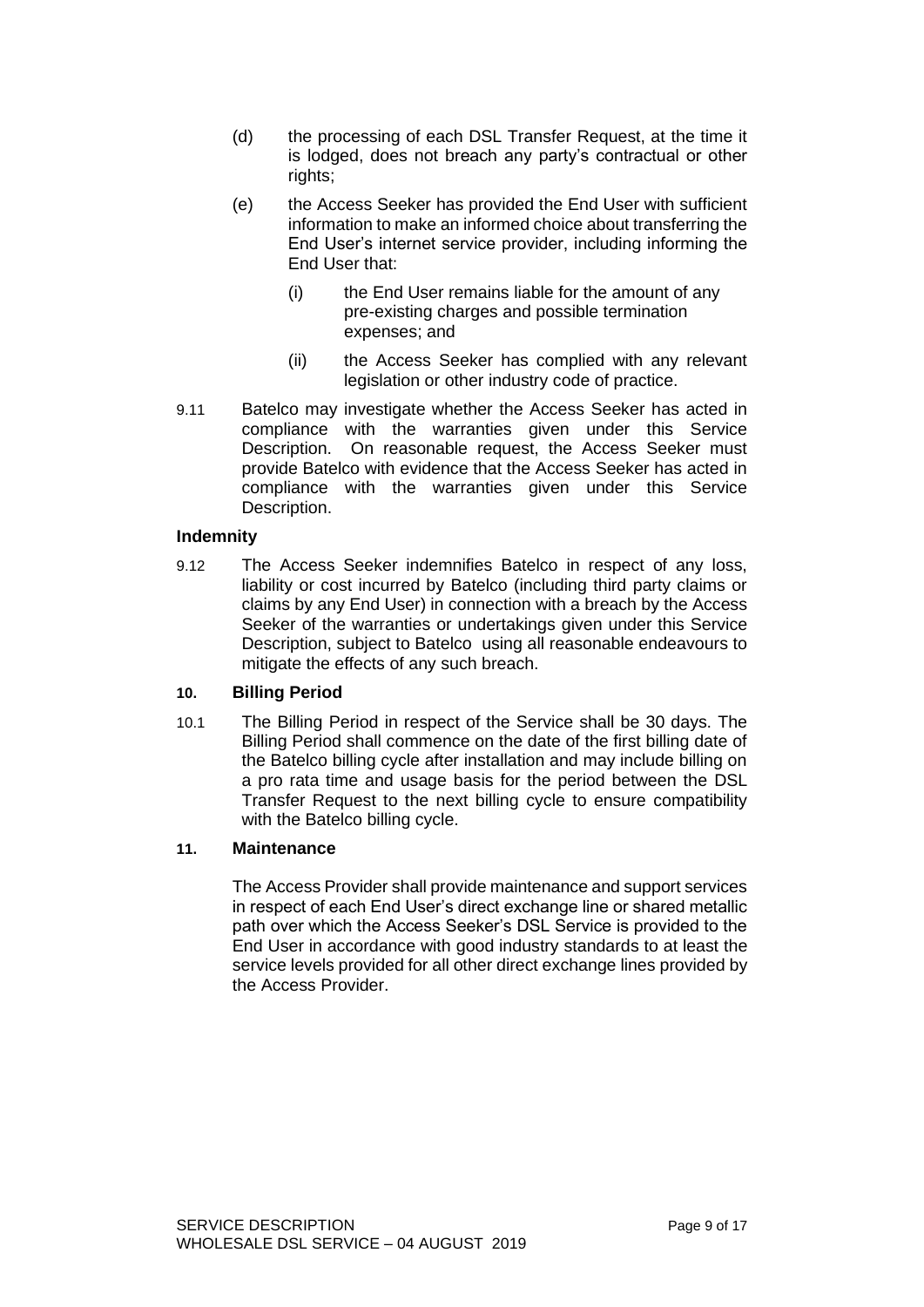(d) the processing of each DSL Transfer Request, at the time it is lodged, does not breach any party's contractual or other rights;

(e) the Access Seeker has provided the End User with sufficient information to make an informed choice about transferring the End User's internet service provider, including informing the End User that:

  (i) the End User remains liable for the amount of any pre-existing charges and possible termination expenses; and

  (ii) the Access Seeker has complied with any relevant legislation or other industry code of practice.

9.11 Batelco may investigate whether the Access Seeker has acted in compliance with the warranties given under this Service Description. On reasonable request, the Access Seeker must provide Batelco with evidence that the Access Seeker has acted in compliance with the warranties given under this Service Description.

### Indemnity

9.12 The Access Seeker indemnifies Batelco in respect of any loss, liability or cost incurred by Batelco (including third party claims or claims by any End User) in connection with a breach by the Access Seeker of the warranties or undertakings given under this Service Description, subject to Batelco using all reasonable endeavours to mitigate the effects of any such breach.

## 10. Billing Period

10.1 The Billing Period in respect of the Service shall be 30 days. The Billing Period shall commence on the date of the first billing date of the Batelco billing cycle after installation and may include billing on a pro rata time and usage basis for the period between the DSL Transfer Request to the next billing cycle to ensure compatibility with the Batelco billing cycle.

## 11. Maintenance

The Access Provider shall provide maintenance and support services in respect of each End User's direct exchange line or shared metallic path over which the Access Seeker's DSL Service is provided to the End User in accordance with good industry standards to at least the service levels provided for all other direct exchange lines provided by the Access Provider.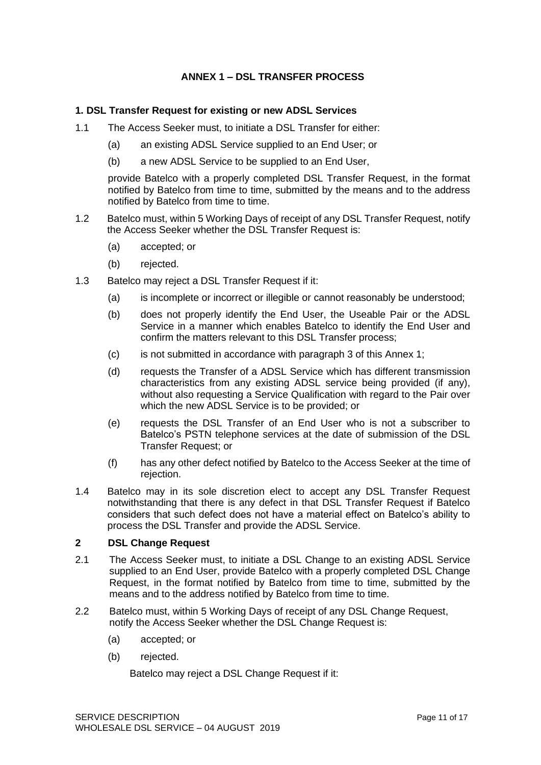## ANNEX 1 – DSL TRANSFER PROCESS

### 1. DSL Transfer Request for existing or new ADSL Services

1.1 The Access Seeker must, to initiate a DSL Transfer for either:

(a) an existing ADSL Service supplied to an End User; or

(b) a new ADSL Service to be supplied to an End User,

provide Batelco with a properly completed DSL Transfer Request, in the format notified by Batelco from time to time, submitted by the means and to the address notified by Batelco from time to time.

1.2 Batelco must, within 5 Working Days of receipt of any DSL Transfer Request, notify the Access Seeker whether the DSL Transfer Request is:

(a) accepted; or

(b) rejected.

1.3 Batelco may reject a DSL Transfer Request if it:

(a) is incomplete or incorrect or illegible or cannot reasonably be understood;

(b) does not properly identify the End User, the Useable Pair or the ADSL Service in a manner which enables Batelco to identify the End User and confirm the matters relevant to this DSL Transfer process;

(c) is not submitted in accordance with paragraph 3 of this Annex 1;

(d) requests the Transfer of a ADSL Service which has different transmission characteristics from any existing ADSL service being provided (if any), without also requesting a Service Qualification with regard to the Pair over which the new ADSL Service is to be provided; or

(e) requests the DSL Transfer of an End User who is not a subscriber to Batelco's PSTN telephone services at the date of submission of the DSL Transfer Request; or

(f) has any other defect notified by Batelco to the Access Seeker at the time of rejection.

1.4 Batelco may in its sole discretion elect to accept any DSL Transfer Request notwithstanding that there is any defect in that DSL Transfer Request if Batelco considers that such defect does not have a material effect on Batelco's ability to process the DSL Transfer and provide the ADSL Service.

### 2 DSL Change Request

2.1 The Access Seeker must, to initiate a DSL Change to an existing ADSL Service supplied to an End User, provide Batelco with a properly completed DSL Change Request, in the format notified by Batelco from time to time, submitted by the means and to the address notified by Batelco from time to time.

2.2 Batelco must, within 5 Working Days of receipt of any DSL Change Request, notify the Access Seeker whether the DSL Change Request is:

(a) accepted; or

(b) rejected.

Batelco may reject a DSL Change Request if it: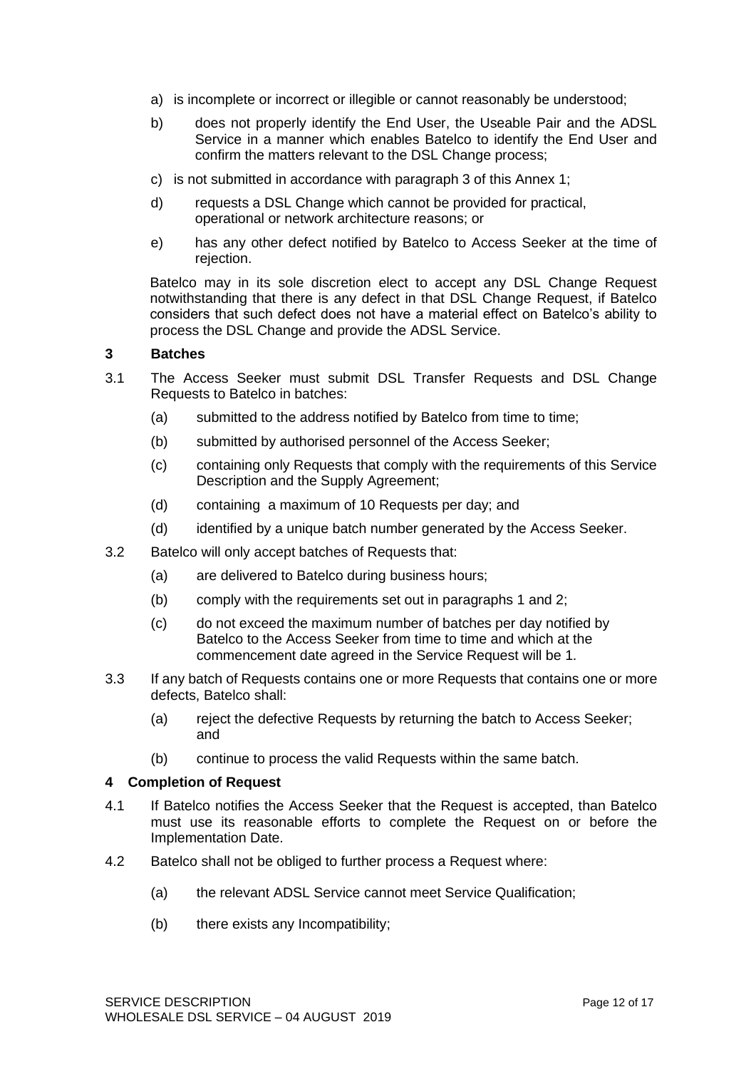a) is incomplete or incorrect or illegible or cannot reasonably be understood;

b) does not properly identify the End User, the Useable Pair and the ADSL Service in a manner which enables Batelco to identify the End User and confirm the matters relevant to the DSL Change process;

c) is not submitted in accordance with paragraph 3 of this Annex 1;

d) requests a DSL Change which cannot be provided for practical, operational or network architecture reasons; or

e) has any other defect notified by Batelco to Access Seeker at the time of rejection.

Batelco may in its sole discretion elect to accept any DSL Change Request notwithstanding that there is any defect in that DSL Change Request, if Batelco considers that such defect does not have a material effect on Batelco's ability to process the DSL Change and provide the ADSL Service.

## 3 Batches

3.1 The Access Seeker must submit DSL Transfer Requests and DSL Change Requests to Batelco in batches:

(a) submitted to the address notified by Batelco from time to time;

(b) submitted by authorised personnel of the Access Seeker;

(c) containing only Requests that comply with the requirements of this Service Description and the Supply Agreement;

(d) containing a maximum of 10 Requests per day; and

(d) identified by a unique batch number generated by the Access Seeker.

3.2 Batelco will only accept batches of Requests that:

(a) are delivered to Batelco during business hours;

(b) comply with the requirements set out in paragraphs 1 and 2;

(c) do not exceed the maximum number of batches per day notified by Batelco to the Access Seeker from time to time and which at the commencement date agreed in the Service Request will be 1.

3.3 If any batch of Requests contains one or more Requests that contains one or more defects, Batelco shall:

(a) reject the defective Requests by returning the batch to Access Seeker; and

(b) continue to process the valid Requests within the same batch.

## 4 Completion of Request

4.1 If Batelco notifies the Access Seeker that the Request is accepted, than Batelco must use its reasonable efforts to complete the Request on or before the Implementation Date.

4.2 Batelco shall not be obliged to further process a Request where:

(a) the relevant ADSL Service cannot meet Service Qualification;

(b) there exists any Incompatibility;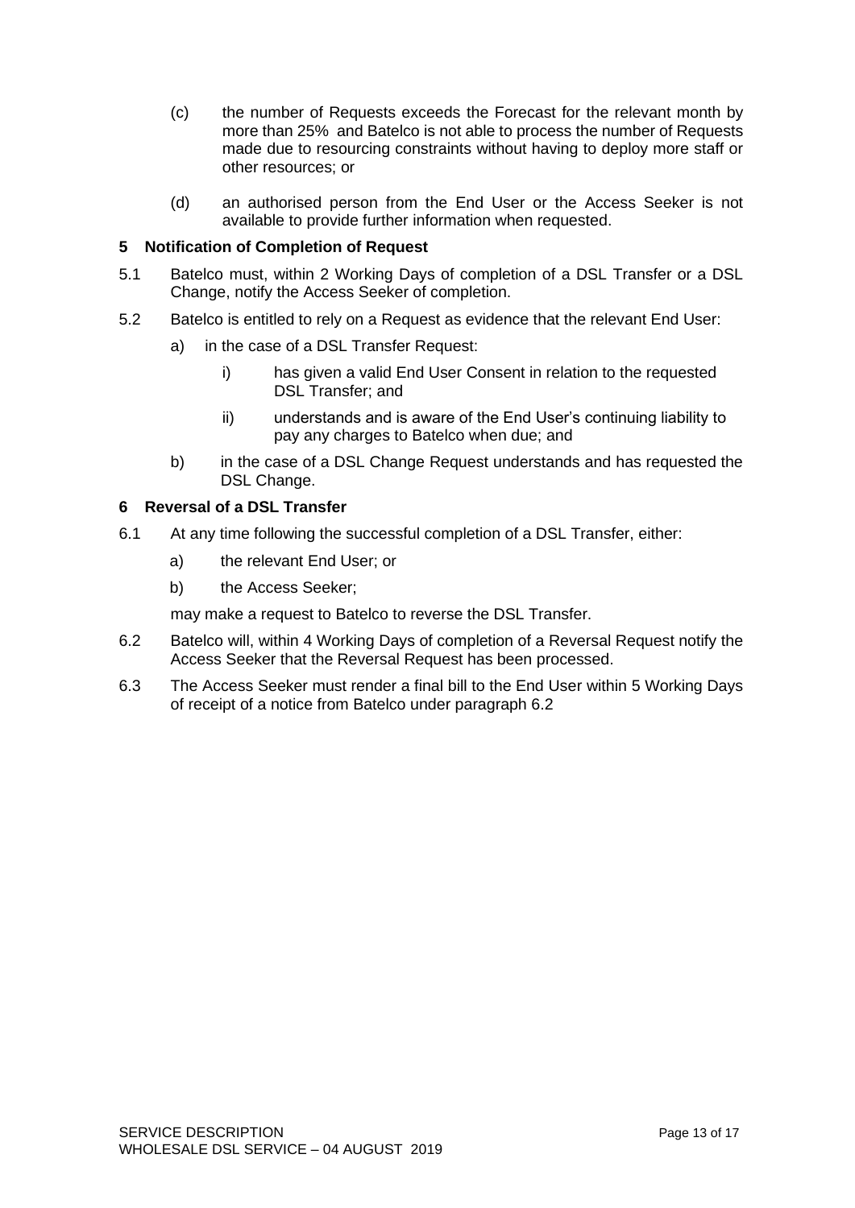(c) the number of Requests exceeds the Forecast for the relevant month by more than 25% and Batelco is not able to process the number of Requests made due to resourcing constraints without having to deploy more staff or other resources; or

(d) an authorised person from the End User or the Access Seeker is not available to provide further information when requested.

## 5 Notification of Completion of Request

5.1 Batelco must, within 2 Working Days of completion of a DSL Transfer or a DSL Change, notify the Access Seeker of completion.

5.2 Batelco is entitled to rely on a Request as evidence that the relevant End User:

a) in the case of a DSL Transfer Request:

i) has given a valid End User Consent in relation to the requested DSL Transfer; and

ii) understands and is aware of the End User's continuing liability to pay any charges to Batelco when due; and

b) in the case of a DSL Change Request understands and has requested the DSL Change.

## 6 Reversal of a DSL Transfer

6.1 At any time following the successful completion of a DSL Transfer, either:

a) the relevant End User; or

b) the Access Seeker;

may make a request to Batelco to reverse the DSL Transfer.

6.2 Batelco will, within 4 Working Days of completion of a Reversal Request notify the Access Seeker that the Reversal Request has been processed.

6.3 The Access Seeker must render a final bill to the End User within 5 Working Days of receipt of a notice from Batelco under paragraph 6.2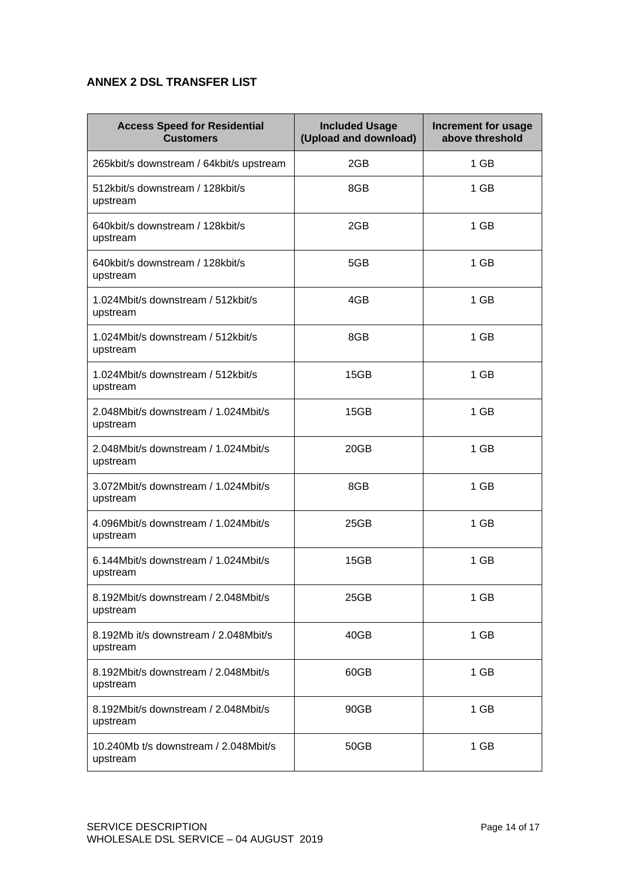## ANNEX 2 DSL TRANSFER LIST

| Access Speed for Residential Customers | Included Usage (Upload and download) | Increment for usage above threshold |
|---|---|---|
| 265kbit/s downstream / 64kbit/s upstream | 2GB | 1 GB |
| 512kbit/s downstream / 128kbit/s upstream | 8GB | 1 GB |
| 640kbit/s downstream / 128kbit/s upstream | 2GB | 1 GB |
| 640kbit/s downstream / 128kbit/s upstream | 5GB | 1 GB |
| 1.024Mbit/s downstream / 512kbit/s upstream | 4GB | 1 GB |
| 1.024Mbit/s downstream / 512kbit/s upstream | 8GB | 1 GB |
| 1.024Mbit/s downstream / 512kbit/s upstream | 15GB | 1 GB |
| 2.048Mbit/s downstream / 1.024Mbit/s upstream | 15GB | 1 GB |
| 2.048Mbit/s downstream / 1.024Mbit/s upstream | 20GB | 1 GB |
| 3.072Mbit/s downstream / 1.024Mbit/s upstream | 8GB | 1 GB |
| 4.096Mbit/s downstream / 1.024Mbit/s upstream | 25GB | 1 GB |
| 6.144Mbit/s downstream / 1.024Mbit/s upstream | 15GB | 1 GB |
| 8.192Mbit/s downstream / 2.048Mbit/s upstream | 25GB | 1 GB |
| 8.192Mb it/s downstream / 2.048Mbit/s upstream | 40GB | 1 GB |
| 8.192Mbit/s downstream / 2.048Mbit/s upstream | 60GB | 1 GB |
| 8.192Mbit/s downstream / 2.048Mbit/s upstream | 90GB | 1 GB |
| 10.240Mb t/s downstream / 2.048Mbit/s upstream | 50GB | 1 GB |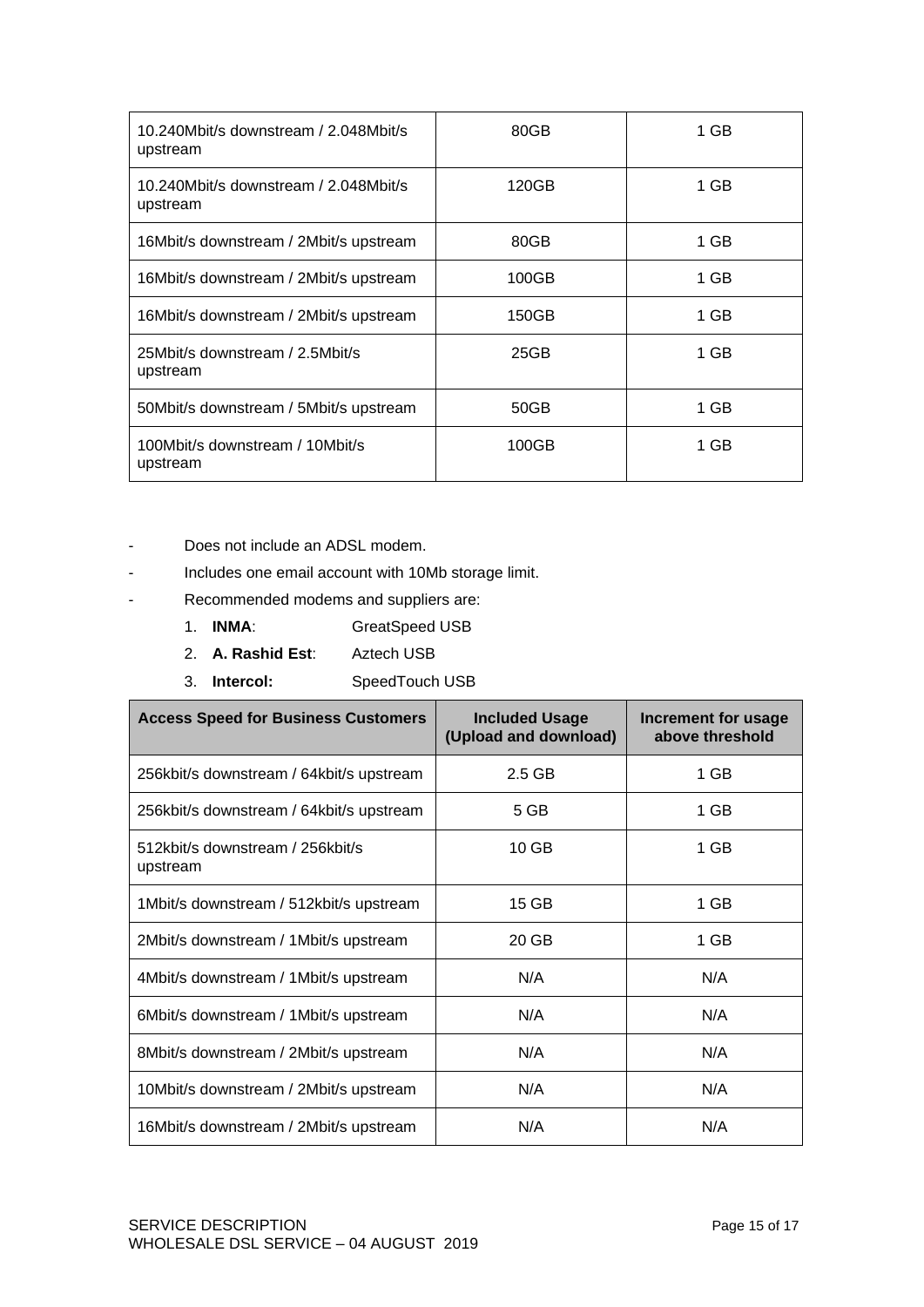| | | |
|---|---|---|
| 10.240Mbit/s downstream / 2.048Mbit/s upstream | 80GB | 1 GB |
| 10.240Mbit/s downstream / 2.048Mbit/s upstream | 120GB | 1 GB |
| 16Mbit/s downstream / 2Mbit/s upstream | 80GB | 1 GB |
| 16Mbit/s downstream / 2Mbit/s upstream | 100GB | 1 GB |
| 16Mbit/s downstream / 2Mbit/s upstream | 150GB | 1 GB |
| 25Mbit/s downstream / 2.5Mbit/s upstream | 25GB | 1 GB |
| 50Mbit/s downstream / 5Mbit/s upstream | 50GB | 1 GB |
| 100Mbit/s downstream / 10Mbit/s upstream | 100GB | 1 GB |

- Does not include an ADSL modem.
- Includes one email account with 10Mb storage limit.
- Recommended modems and suppliers are:
  1. **INMA**: GreatSpeed USB
  2. **A. Rashid Est**: Aztech USB
  3. **Intercol:** SpeedTouch USB

| Access Speed for Business Customers | Included Usage (Upload and download) | Increment for usage above threshold |
|---|---|---|
| 256kbit/s downstream / 64kbit/s upstream | 2.5 GB | 1 GB |
| 256kbit/s downstream / 64kbit/s upstream | 5 GB | 1 GB |
| 512kbit/s downstream / 256kbit/s upstream | 10 GB | 1 GB |
| 1Mbit/s downstream / 512kbit/s upstream | 15 GB | 1 GB |
| 2Mbit/s downstream / 1Mbit/s upstream | 20 GB | 1 GB |
| 4Mbit/s downstream / 1Mbit/s upstream | N/A | N/A |
| 6Mbit/s downstream / 1Mbit/s upstream | N/A | N/A |
| 8Mbit/s downstream / 2Mbit/s upstream | N/A | N/A |
| 10Mbit/s downstream / 2Mbit/s upstream | N/A | N/A |
| 16Mbit/s downstream / 2Mbit/s upstream | N/A | N/A |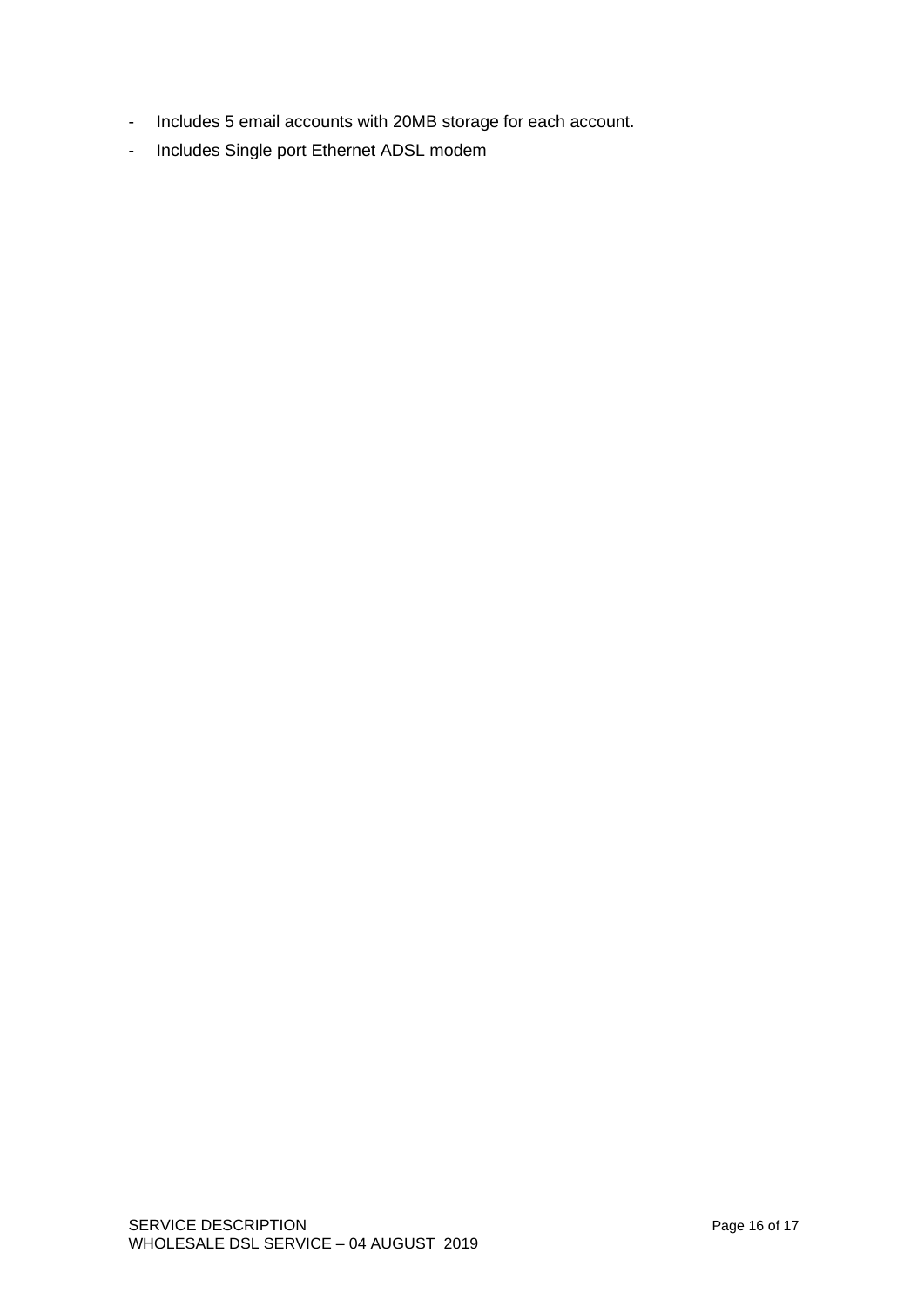- Includes 5 email accounts with 20MB storage for each account.
- Includes Single port Ethernet ADSL modem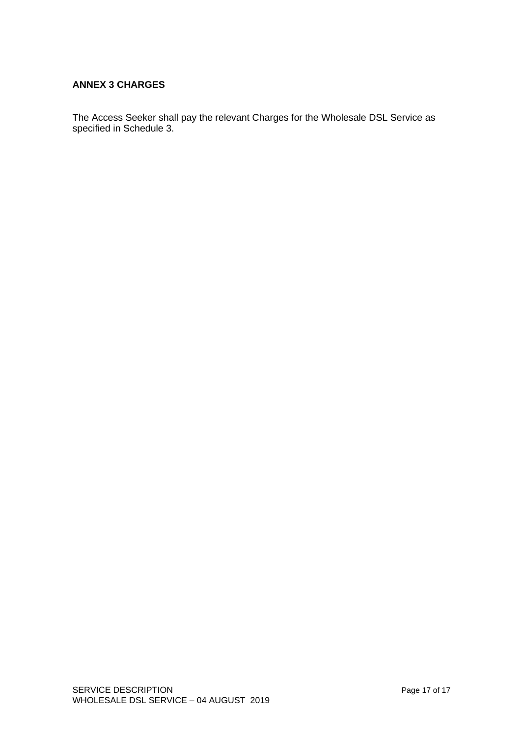## ANNEX 3 CHARGES

The Access Seeker shall pay the relevant Charges for the Wholesale DSL Service as specified in Schedule 3.